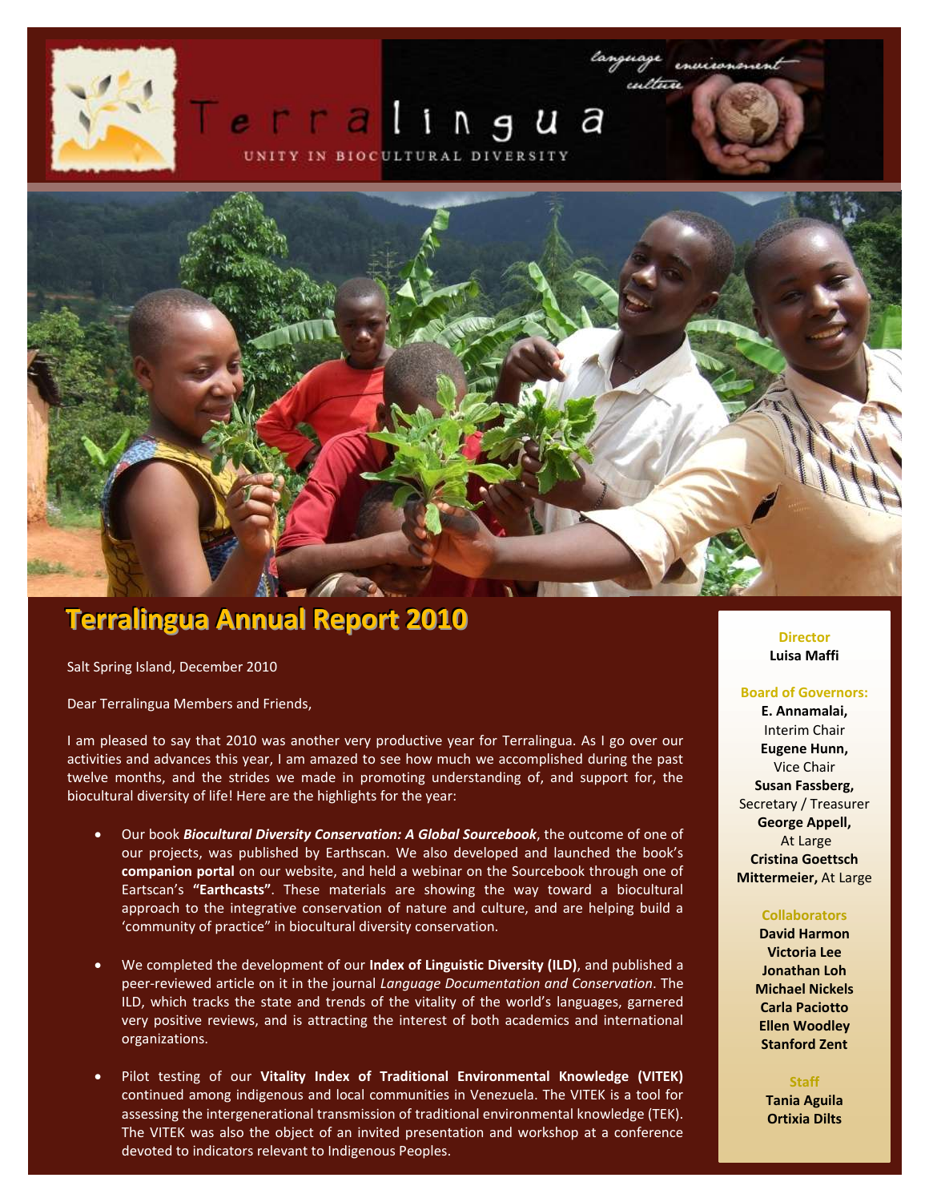Terralingua

UNITY IN BIOCULTURAL DIVERSITY

language environment culture

# Terralingua Annual Report 2010

Salt Spring Island, December 2010

Dear Terralingua Members and Friends,

I am pleased to say that 2010 was another very productive year for Terralingua. As I go over our activities and advances this year, I am amazed to see how much we accomplished during the past twelve months, and the strides we made in promoting understanding of, and support for, the biocultural diversity of life! Here are the highlights for the year:

- Our book ***Biocultural Diversity Conservation: A Global Sourcebook***, the outcome of one of our projects, was published by Earthscan. We also developed and launched the book's **companion portal** on our website, and held a webinar on the Sourcebook through one of Eartscan's **"Earthcasts"**. These materials are showing the way toward a biocultural approach to the integrative conservation of nature and culture, and are helping build a 'community of practice" in biocultural diversity conservation.

- We completed the development of our **Index of Linguistic Diversity (ILD)**, and published a peer-reviewed article on it in the journal *Language Documentation and Conservation*. The ILD, which tracks the state and trends of the vitality of the world's languages, garnered very positive reviews, and is attracting the interest of both academics and international organizations.

- Pilot testing of our **Vitality Index of Traditional Environmental Knowledge (VITEK)** continued among indigenous and local communities in Venezuela. The VITEK is a tool for assessing the intergenerational transmission of traditional environmental knowledge (TEK). The VITEK was also the object of an invited presentation and workshop at a conference devoted to indicators relevant to Indigenous Peoples.

**Director**
**Luisa Maffi**

**Board of Governors:**
**E. Annamalai,** Interim Chair
**Eugene Hunn,** Vice Chair
**Susan Fassberg,** Secretary / Treasurer
**George Appell,** At Large
**Cristina Goettsch Mittermeier,** At Large

**Collaborators**
**David Harmon**
**Victoria Lee**
**Jonathan Loh**
**Michael Nickels**
**Carla Paciotto**
**Ellen Woodley**
**Stanford Zent**

**Staff**
**Tania Aguila**
**Ortixia Dilts**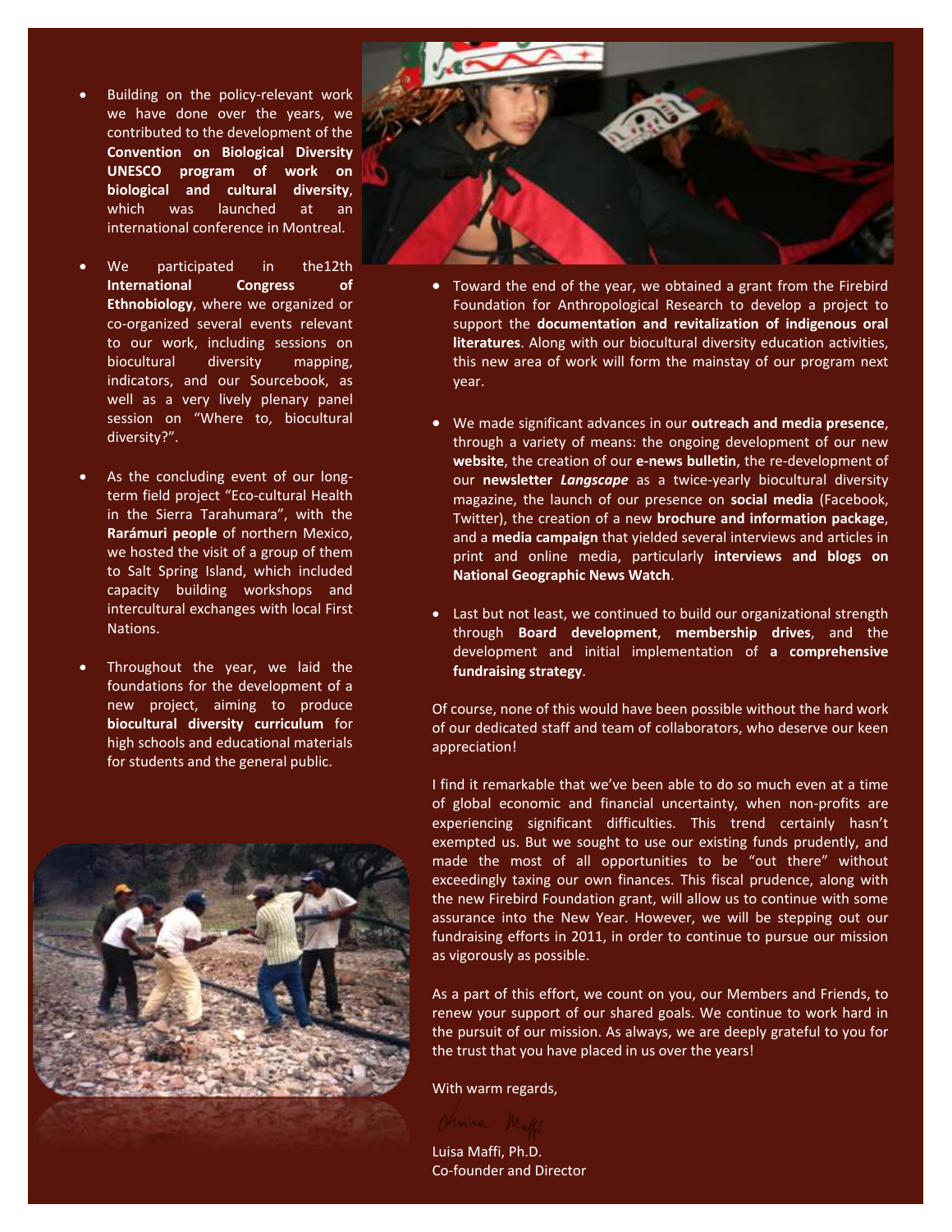- Building on the policy-relevant work we have done over the years, we contributed to the development of the **Convention on Biological Diversity UNESCO program of work on biological and cultural diversity**, which was launched at an international conference in Montreal.

- We participated in the12th **International Congress of Ethnobiology**, where we organized or co-organized several events relevant to our work, including sessions on biocultural diversity mapping, indicators, and our Sourcebook, as well as a very lively plenary panel session on "Where to, biocultural diversity?".

- As the concluding event of our long-term field project "Eco-cultural Health in the Sierra Tarahumara", with the **Rarámuri people** of northern Mexico, we hosted the visit of a group of them to Salt Spring Island, which included capacity building workshops and intercultural exchanges with local First Nations.

- Throughout the year, we laid the foundations for the development of a new project, aiming to produce **biocultural diversity curriculum** for high schools and educational materials for students and the general public.

- Toward the end of the year, we obtained a grant from the Firebird Foundation for Anthropological Research to develop a project to support the **documentation and revitalization of indigenous oral literatures**. Along with our biocultural diversity education activities, this new area of work will form the mainstay of our program next year.

- We made significant advances in our **outreach and media presence**, through a variety of means: the ongoing development of our new **website**, the creation of our **e-news bulletin**, the re-development of our **newsletter** ***Langscape*** as a twice-yearly biocultural diversity magazine, the launch of our presence on **social media** (Facebook, Twitter), the creation of a new **brochure and information package**, and a **media campaign** that yielded several interviews and articles in print and online media, particularly **interviews and blogs on National Geographic News Watch**.

- Last but not least, we continued to build our organizational strength through **Board development**, **membership drives**, and the development and initial implementation of **a comprehensive fundraising strategy**.

Of course, none of this would have been possible without the hard work of our dedicated staff and team of collaborators, who deserve our keen appreciation!

I find it remarkable that we've been able to do so much even at a time of global economic and financial uncertainty, when non-profits are experiencing significant difficulties. This trend certainly hasn't exempted us. But we sought to use our existing funds prudently, and made the most of all opportunities to be "out there" without exceedingly taxing our own finances. This fiscal prudence, along with the new Firebird Foundation grant, will allow us to continue with some assurance into the New Year. However, we will be stepping out our fundraising efforts in 2011, in order to continue to pursue our mission as vigorously as possible.

As a part of this effort, we count on you, our Members and Friends, to renew your support of our shared goals. We continue to work hard in the pursuit of our mission. As always, we are deeply grateful to you for the trust that you have placed in us over the years!

With warm regards,

Luisa Maffi, Ph.D.
Co-founder and Director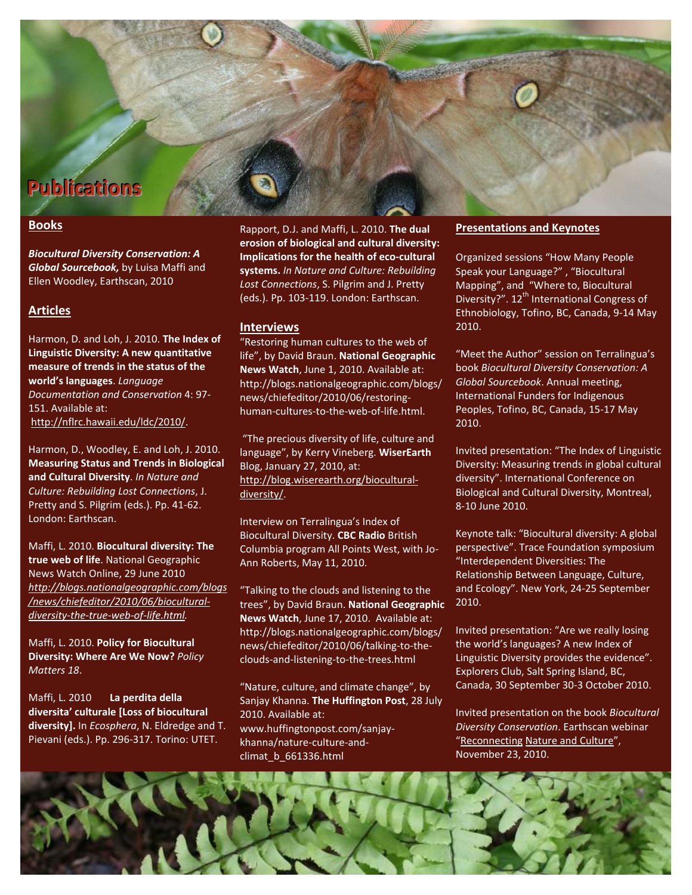# Publications

## Books

***Biocultural Diversity Conservation: A Global Sourcebook,*** by Luisa Maffi and Ellen Woodley, Earthscan, 2010

## Articles

Harmon, D. and Loh, J. 2010. **The Index of Linguistic Diversity: A new quantitative measure of trends in the status of the world's languages**. *Language Documentation and Conservation* 4: 97-151. Available at: http://nflrc.hawaii.edu/ldc/2010/.

Harmon, D., Woodley, E. and Loh, J. 2010. **Measuring Status and Trends in Biological and Cultural Diversity**. *In Nature and Culture: Rebuilding Lost Connections*, J. Pretty and S. Pilgrim (eds.). Pp. 41-62. London: Earthscan.

Maffi, L. 2010. **Biocultural diversity: The true web of life**. National Geographic News Watch Online, 29 June 2010 *http://blogs.nationalgeographic.com/blogs/news/chiefeditor/2010/06/biocultural-diversity-the-true-web-of-life.html.*

Maffi, L. 2010. **Policy for Biocultural Diversity: Where Are We Now?** *Policy Matters 18*.

Maffi, L. 2010 **La perdita della diversita' culturale [Loss of biocultural diversity].** In *Ecosphera*, N. Eldredge and T. Pievani (eds.). Pp. 296-317. Torino: UTET.

Rapport, D.J. and Maffi, L. 2010. **The dual erosion of biological and cultural diversity: Implications for the health of eco-cultural systems.** *In Nature and Culture: Rebuilding Lost Connections*, S. Pilgrim and J. Pretty (eds.). Pp. 103-119. London: Earthscan.

## Interviews

"Restoring human cultures to the web of life", by David Braun. **National Geographic News Watch**, June 1, 2010. Available at: http://blogs.nationalgeographic.com/blogs/news/chiefeditor/2010/06/restoring-human-cultures-to-the-web-of-life.html.

"The precious diversity of life, culture and language", by Kerry Vineberg. **WiserEarth** Blog, January 27, 2010, at: http://blog.wiserearth.org/biocultural-diversity/.

Interview on Terralingua's Index of Biocultural Diversity. **CBC Radio** British Columbia program All Points West, with Jo-Ann Roberts, May 11, 2010.

"Talking to the clouds and listening to the trees", by David Braun. **National Geographic News Watch**, June 17, 2010. Available at: http://blogs.nationalgeographic.com/blogs/news/chiefeditor/2010/06/talking-to-the-clouds-and-listening-to-the-trees.html

"Nature, culture, and climate change", by Sanjay Khanna. **The Huffington Post**, 28 July 2010. Available at: www.huffingtonpost.com/sanjay-khanna/nature-culture-and-climat_b_661336.html

## Presentations and Keynotes

Organized sessions "How Many People Speak your Language?" , "Biocultural Mapping", and "Where to, Biocultural Diversity?". 12th International Congress of Ethnobiology, Tofino, BC, Canada, 9-14 May 2010.

"Meet the Author" session on Terralingua's book *Biocultural Diversity Conservation: A Global Sourcebook*. Annual meeting, International Funders for Indigenous Peoples, Tofino, BC, Canada, 15-17 May 2010.

Invited presentation: "The Index of Linguistic Diversity: Measuring trends in global cultural diversity". International Conference on Biological and Cultural Diversity, Montreal, 8-10 June 2010.

Keynote talk: "Biocultural diversity: A global perspective". Trace Foundation symposium "Interdependent Diversities: The Relationship Between Language, Culture, and Ecology". New York, 24-25 September 2010.

Invited presentation: "Are we really losing the world's languages? A new Index of Linguistic Diversity provides the evidence". Explorers Club, Salt Spring Island, BC, Canada, 30 September 30-3 October 2010.

Invited presentation on the book *Biocultural Diversity Conservation*. Earthscan webinar "Reconnecting Nature and Culture", November 23, 2010.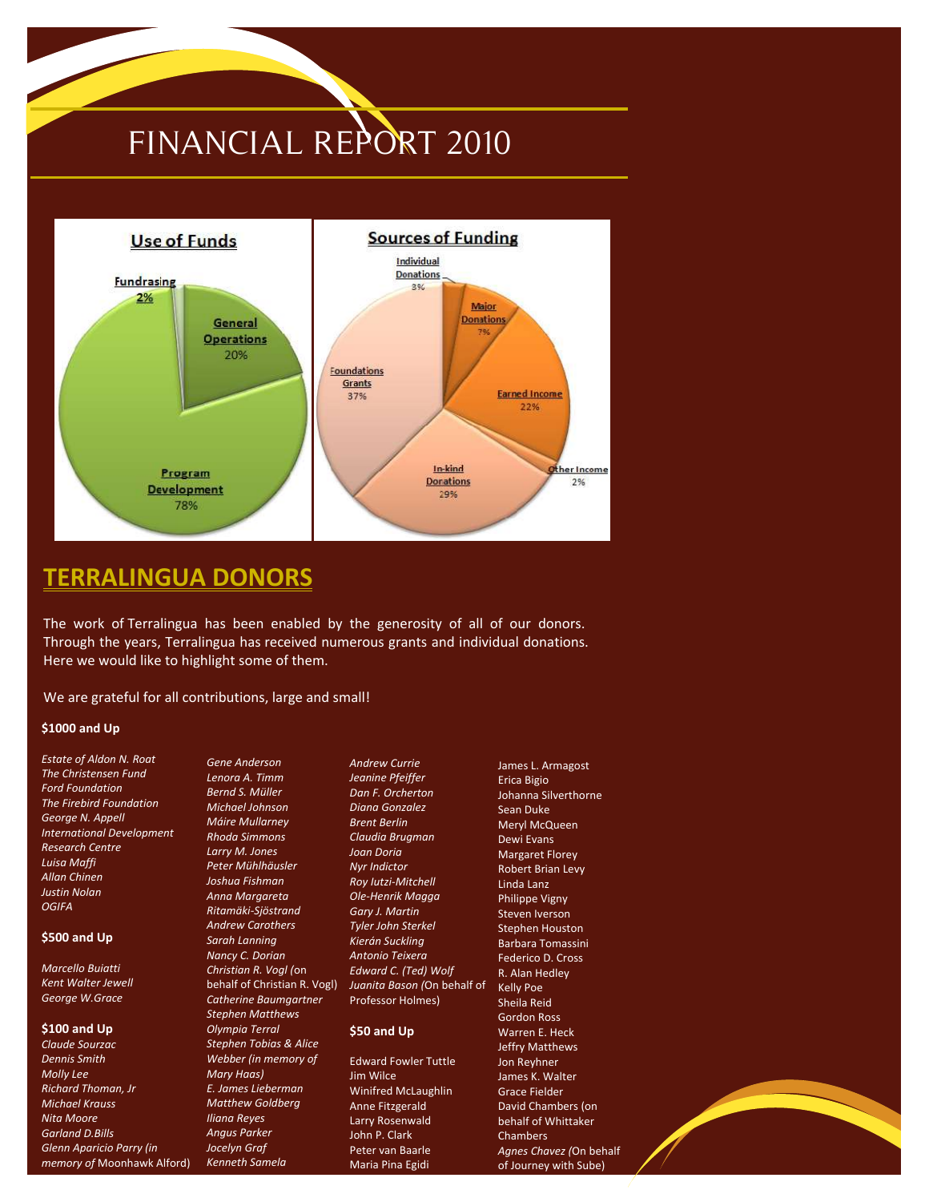# FINANCIAL REPORT 2010

**Use of Funds**

Fundrasing
2%

General Operations
20%

Program Development
78%

**Sources of Funding**

Individual Donations
3%

Major Donations
7%

Earned Income
22%

Other Income
2%

In-kind Dorations
29%

Foundations Grants
37%

## TERRALINGUA DONORS

The work of Terralingua has been enabled by the generosity of all of our donors. Through the years, Terralingua has received numerous grants and individual donations. Here we would like to highlight some of them.

We are grateful for all contributions, large and small!

**$1000 and Up**

*Estate of Aldon N. Roat*
*The Christensen Fund*
*Ford Foundation*
*The Firebird Foundation*
*George N. Appell*
*International Development Research Centre*
*Luisa Maffi*
*Allan Chinen*
*Justin Nolan*
*OGIFA*

**$500 and Up**

*Marcello Buiatti*
*Kent Walter Jewell*
*George W.Grace*

**$100 and Up**

*Claude Sourzac*
*Dennis Smith*
*Molly Lee*
*Richard Thoman, Jr*
*Michael Krauss*
*Nita Moore*
*Garland D.Bills*
*Glenn Aparicio Parry (in memory of* Moonhawk Alford)
*Gene Anderson*
*Lenora A. Timm*
*Bernd S. Müller*
*Michael Johnson*
*Máire Mullarney*
*Rhoda Simmons*
*Larry M. Jones*
*Peter Mühlhäusler*
*Joshua Fishman*
*Anna Margareta Ritamäki-Sjöstrand*
*Andrew Carothers*
*Sarah Lanning*
*Nancy C. Dorian*
*Christian R. Vogl (*on behalf of Christian R. Vogl)
*Catherine Baumgartner*
*Stephen Matthews*
*Olympia Terral*
*Stephen Tobias & Alice Webber (in memory of Mary Haas)*
*E. James Lieberman*
*Matthew Goldberg*
*Iliana Reyes*
*Angus Parker*
*Jocelyn Graf*
*Kenneth Samela*
*Andrew Currie*
*Jeanine Pfeiffer*
*Dan F. Orcherton*
*Diana Gonzalez*
*Brent Berlin*
*Claudia Brugman*
*Joan Doria*
*Nyr Indictor*
*Roy Iutzi-Mitchell*
*Ole-Henrik Magga*
*Gary J. Martin*
*Tyler John Sterkel*
*Kierán Suckling*
*Antonio Teixera*
*Edward C. (Ted) Wolf*
*Juanita Bason (*On behalf of Professor Holmes)

**$50 and Up**

Edward Fowler Tuttle
Jim Wilce
Winifred McLaughlin
Anne Fitzgerald
Larry Rosenwald
John P. Clark
Peter van Baarle
Maria Pina Egidi
James L. Armagost
Erica Bigio
Johanna Silverthorne
Sean Duke
Meryl McQueen
Dewi Evans
Margaret Florey
Robert Brian Levy
Linda Lanz
Philippe Vigny
Steven Iverson
Stephen Houston
Barbara Tomassini
Federico D. Cross
R. Alan Hedley
Kelly Poe
Sheila Reid
Gordon Ross
Warren E. Heck
Jeffry Matthews
Jon Reyhner
James K. Walter
Grace Fielder
David Chambers (on behalf of Whittaker Chambers
*Agnes Chavez (*On behalf of Journey with Sube)